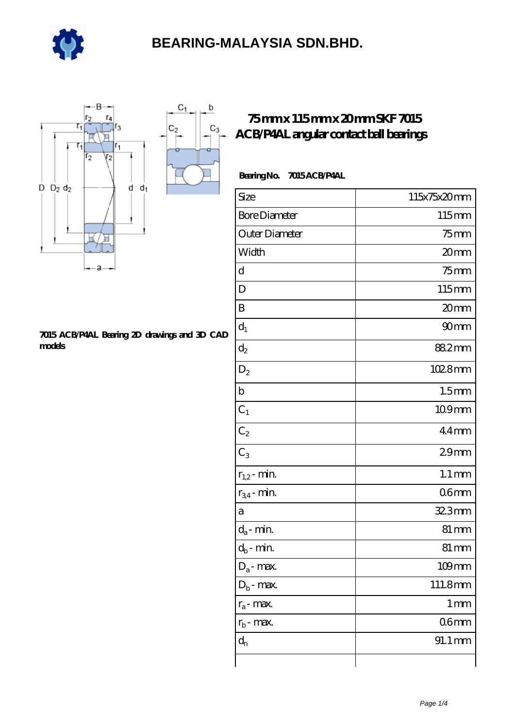# BEARING-MALAYSIA SDN.BHD.

## 75 mm x 115 mm x 20 mm SKF 7015 ACB/P4AL angular contact ball bearings

**7015 ACB/P4AL Bearing 2D drawings and 3D CAD models**

**Bearing No.** 7015 ACB/P4AL

| | |
|---|---|
| Size | 115x75x20 mm |
| Bore Diameter | 115 mm |
| Outer Diameter | 75 mm |
| Width | 20 mm |
| d | 75 mm |
| D | 115 mm |
| B | 20 mm |
| $d_1$ | 90 mm |
| $d_2$ | 88.2 mm |
| $D_2$ | 102.8 mm |
| b | 1.5 mm |
| $C_1$ | 10.9 mm |
| $C_2$ | 4.4 mm |
| $C_3$ | 2.9 mm |
| $r_{1,2}$ - min. | 1.1 mm |
| $r_{3,4}$ - min. | 0.6 mm |
| a | 32.3 mm |
| $d_a$ - min. | 81 mm |
| $d_b$ - min. | 81 mm |
| $D_a$ - max. | 109 mm |
| $D_b$ - max. | 111.8 mm |
| $r_a$ - max. | 1 mm |
| $r_b$ - max. | 0.6 mm |
| $d_n$ | 91.1 mm |
| | |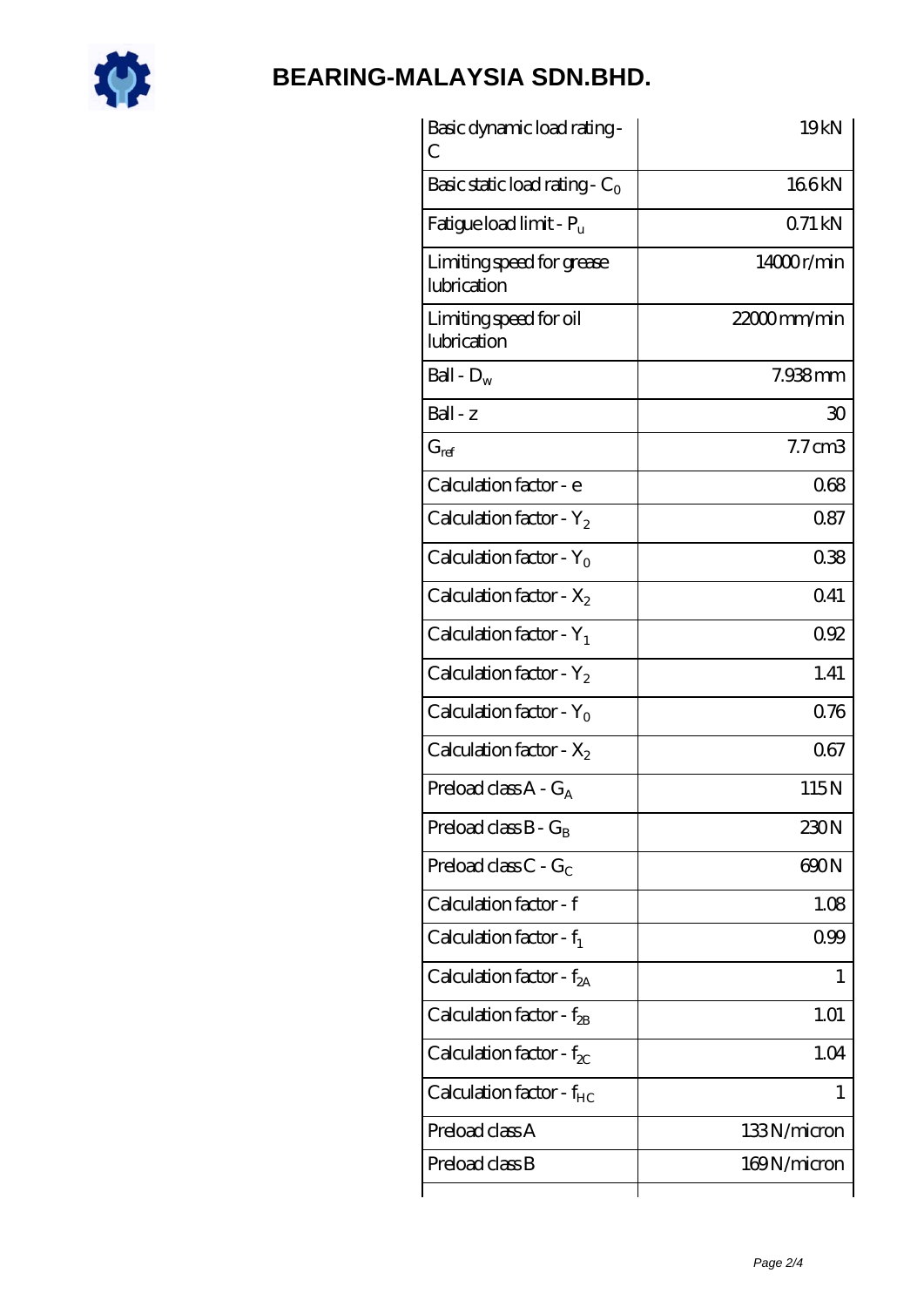# BEARING-MALAYSIA SDN.BHD.

| | |
|---|---|
| Basic dynamic load rating - C | 19 kN |
| Basic static load rating - $C_0$ | 16.6 kN |
| Fatigue load limit - $P_u$ | 0.71 kN |
| Limiting speed for grease lubrication | 14000 r/min |
| Limiting speed for oil lubrication | 22000 mm/min |
| Ball - $D_w$ | 7.938 mm |
| Ball - z | 30 |
| $G_{ref}$ | 7.7 cm3 |
| Calculation factor - e | 0.68 |
| Calculation factor - $Y_2$ | 0.87 |
| Calculation factor - $Y_0$ | 0.38 |
| Calculation factor - $X_2$ | 0.41 |
| Calculation factor - $Y_1$ | 0.92 |
| Calculation factor - $Y_2$ | 1.41 |
| Calculation factor - $Y_0$ | 0.76 |
| Calculation factor - $X_2$ | 0.67 |
| Preload class A - $G_A$ | 115 N |
| Preload class B - $G_B$ | 230 N |
| Preload class C - $G_C$ | 690 N |
| Calculation factor - f | 1.08 |
| Calculation factor - $f_1$ | 0.99 |
| Calculation factor - $f_{2A}$ | 1 |
| Calculation factor - $f_{2B}$ | 1.01 |
| Calculation factor - $f_{2C}$ | 1.04 |
| Calculation factor - $f_{HC}$ | 1 |
| Preload class A | 133 N/micron |
| Preload class B | 169 N/micron |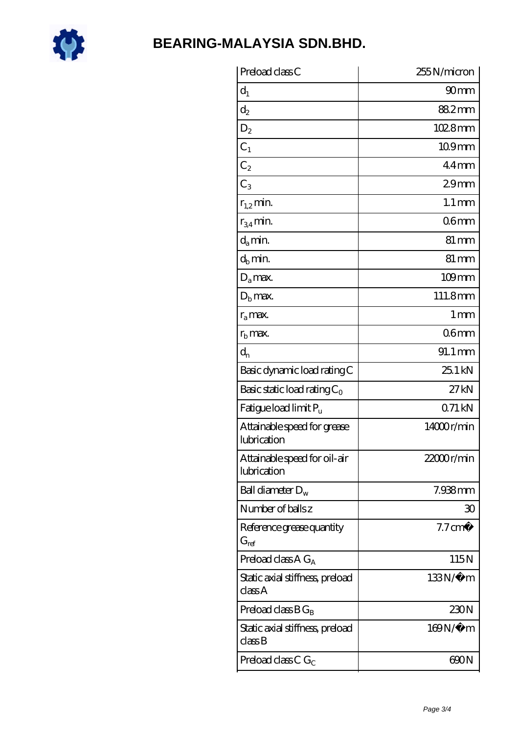# BEARING-MALAYSIA SDN.BHD.

| | |
|---|---|
| Preload class C | 255 N/micron |
| $d_1$ | 90 mm |
| $d_2$ | 88.2 mm |
| $D_2$ | 102.8 mm |
| $C_1$ | 10.9 mm |
| $C_2$ | 4.4 mm |
| $C_3$ | 2.9 mm |
| $r_{1,2}$ min. | 1.1 mm |
| $r_{3,4}$ min. | 0.6 mm |
| $d_a$ min. | 81 mm |
| $d_b$ min. | 81 mm |
| $D_a$ max. | 109 mm |
| $D_b$ max. | 111.8 mm |
| $r_a$ max. | 1 mm |
| $r_b$ max. | 0.6 mm |
| $d_n$ | 91.1 mm |
| Basic dynamic load rating C | 25.1 kN |
| Basic static load rating $C_0$ | 27 kN |
| Fatigue load limit $P_u$ | 0.71 kN |
| Attainable speed for grease lubrication | 14000 r/min |
| Attainable speed for oil-air lubrication | 22000 r/min |
| Ball diameter $D_w$ | 7.938 mm |
| Number of balls z | 30 |
| Reference grease quantity $G_{ref}$ | 7.7 cm� |
| Preload class A $G_A$ | 115 N |
| Static axial stiffness, preload class A | 133 N/�m |
| Preload class B $G_B$ | 230 N |
| Static axial stiffness, preload class B | 169 N/�m |
| Preload class C $G_C$ | 690 N |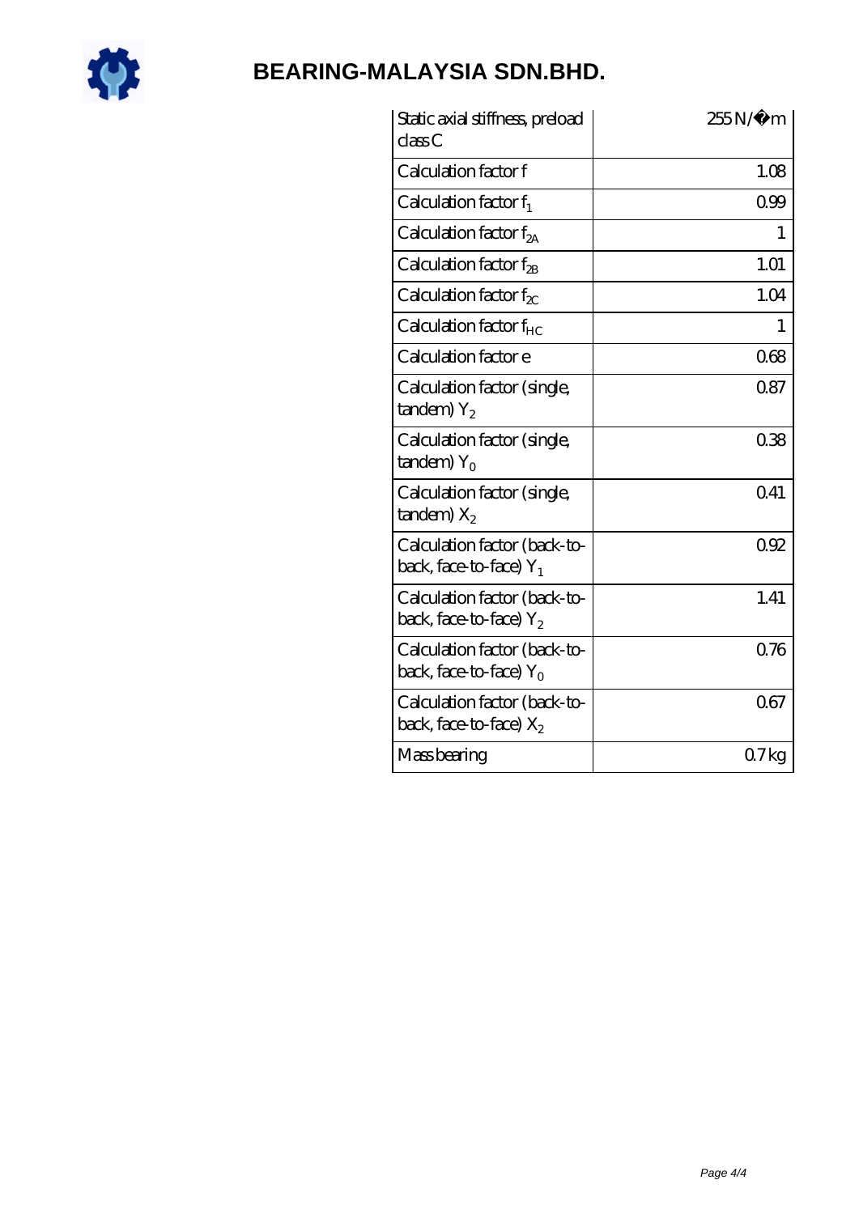| | |
|---|---|
| Static axial stiffness, preload class C | 255 N/�m |
| Calculation factor f | 1.08 |
| Calculation factor $f_1$ | 0.99 |
| Calculation factor $f_{2A}$ | 1 |
| Calculation factor $f_{2B}$ | 1.01 |
| Calculation factor $f_{2C}$ | 1.04 |
| Calculation factor $f_{HC}$ | 1 |
| Calculation factor e | 0.68 |
| Calculation factor (single, tandem) $Y_2$ | 0.87 |
| Calculation factor (single, tandem) $Y_0$ | 0.38 |
| Calculation factor (single, tandem) $X_2$ | 0.41 |
| Calculation factor (back-to-back, face-to-face) $Y_1$ | 0.92 |
| Calculation factor (back-to-back, face-to-face) $Y_2$ | 1.41 |
| Calculation factor (back-to-back, face-to-face) $Y_0$ | 0.76 |
| Calculation factor (back-to-back, face-to-face) $X_2$ | 0.67 |
| Mass bearing | 0.7 kg |